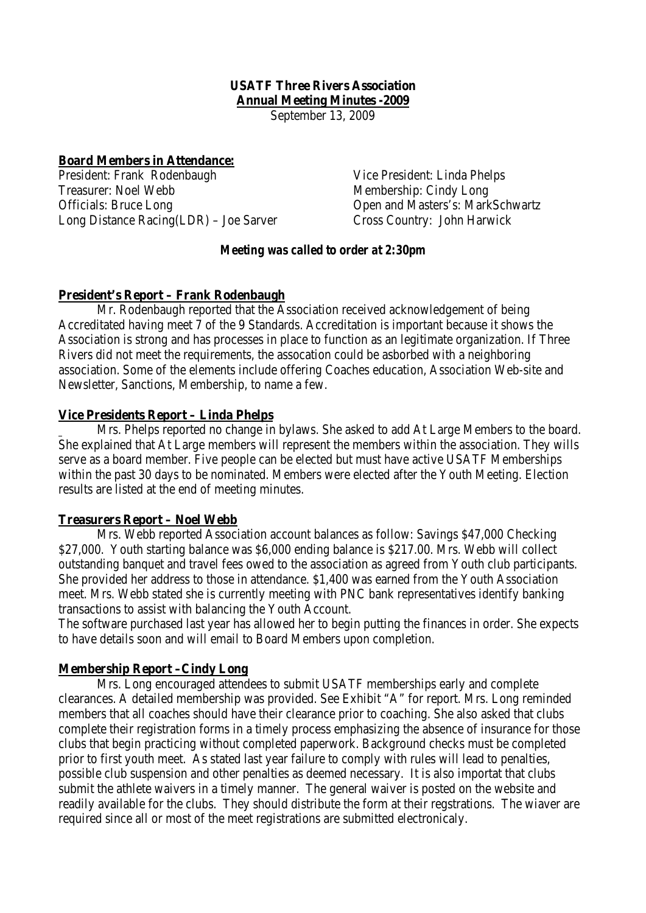**USATF Three Rivers Association**
**Annual Meeting Minutes -2009**
September 13, 2009

**Board Members in Attendance:**

President: Frank Rodenbaugh
Vice President: Linda Phelps
Treasurer: Noel Webb
Membership: Cindy Long
Officials: Bruce Long
Open and Masters's: MarkSchwartz
Long Distance Racing(LDR) – Joe Sarver
Cross Country: John Harwick

***Meeting was called to order at 2:30pm***

**President's Report – Frank Rodenbaugh**

Mr. Rodenbaugh reported that the Association received acknowledgement of being Accreditated having meet 7 of the 9 Standards. Accreditation is important because it shows the Association is strong and has processes in place to function as an legitimate organization. If Three Rivers did not meet the requirements, the assocation could be asborbed with a neighboring association. Some of the elements include offering Coaches education, Association Web-site and Newsletter, Sanctions, Membership, to name a few.

**Vice Presidents Report – Linda Phelps**

Mrs. Phelps reported no change in bylaws. She asked to add At Large Members to the board. She explained that At Large members will represent the members within the association. They wills serve as a board member. Five people can be elected but must have active USATF Memberships within the past 30 days to be nominated. Members were elected after the Youth Meeting. Election results are listed at the end of meeting minutes.

**Treasurers Report – Noel Webb**

Mrs. Webb reported Association account balances as follow: Savings $47,000 Checking $27,000. Youth starting balance was $6,000 ending balance is $217.00. Mrs. Webb will collect outstanding banquet and travel fees owed to the association as agreed from Youth club participants. She provided her address to those in attendance. $1,400 was earned from the Youth Association meet. Mrs. Webb stated she is currently meeting with PNC bank representatives identify banking transactions to assist with balancing the Youth Account.
The software purchased last year has allowed her to begin putting the finances in order. She expects to have details soon and will email to Board Members upon completion.

**Membership Report –Cindy Long**

Mrs. Long encouraged attendees to submit USATF memberships early and complete clearances. A detailed membership was provided. See Exhibit "A" for report. Mrs. Long reminded members that all coaches should have their clearance prior to coaching. She also asked that clubs complete their registration forms in a timely process emphasizing the absence of insurance for those clubs that begin practicing without completed paperwork. Background checks must be completed prior to first youth meet. As stated last year failure to comply with rules will lead to penalties, possible club suspension and other penalties as deemed necessary. It is also importat that clubs submit the athlete waivers in a timely manner. The general waiver is posted on the website and readily available for the clubs. They should distribute the form at their regstrations. The wiaver are required since all or most of the meet registrations are submitted electronicaly.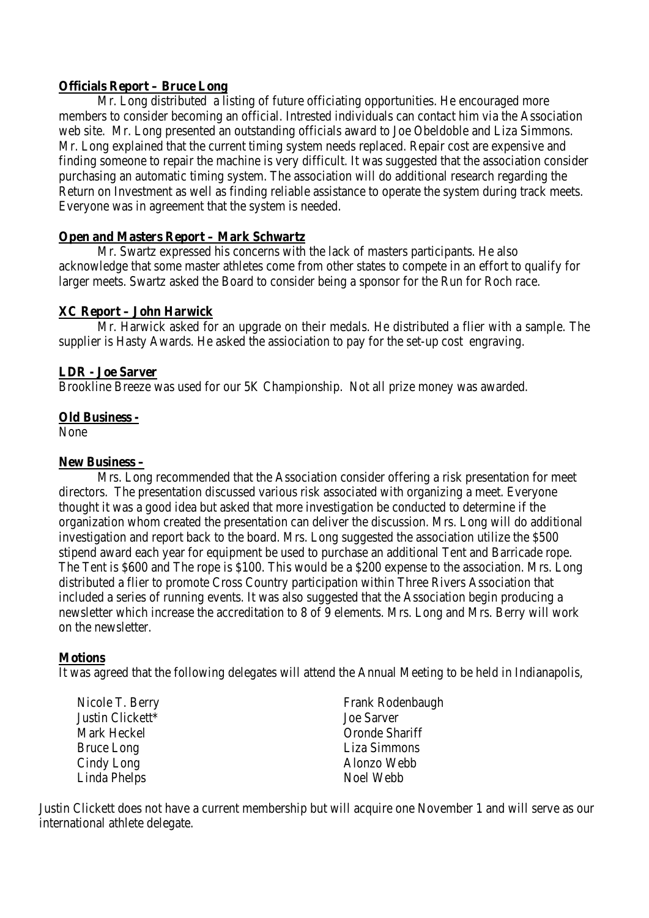**Officials Report – Bruce Long**

Mr. Long distributed a listing of future officiating opportunities. He encouraged more members to consider becoming an official. Intrested individuals can contact him via the Association web site. Mr. Long presented an outstanding officials award to Joe Obeldoble and Liza Simmons. Mr. Long explained that the current timing system needs replaced. Repair cost are expensive and finding someone to repair the machine is very difficult. It was suggested that the association consider purchasing an automatic timing system. The association will do additional research regarding the Return on Investment as well as finding reliable assistance to operate the system during track meets. Everyone was in agreement that the system is needed.

**Open and Masters Report – Mark Schwartz**

Mr. Swartz expressed his concerns with the lack of masters participants. He also acknowledge that some master athletes come from other states to compete in an effort to qualify for larger meets. Swartz asked the Board to consider being a sponsor for the Run for Roch race.

**XC Report – John Harwick**

Mr. Harwick asked for an upgrade on their medals. He distributed a flier with a sample. The supplier is Hasty Awards. He asked the assiociation to pay for the set-up cost engraving.

**LDR - Joe Sarver**

Brookline Breeze was used for our 5K Championship. Not all prize money was awarded.

**Old Business -**

None

**New Business –**

Mrs. Long recommended that the Association consider offering a risk presentation for meet directors. The presentation discussed various risk associated with organizing a meet. Everyone thought it was a good idea but asked that more investigation be conducted to determine if the organization whom created the presentation can deliver the discussion. Mrs. Long will do additional investigation and report back to the board. Mrs. Long suggested the association utilize the $500 stipend award each year for equipment be used to purchase an additional Tent and Barricade rope. The Tent is $600 and The rope is $100. This would be a $200 expense to the association. Mrs. Long distributed a flier to promote Cross Country participation within Three Rivers Association that included a series of running events. It was also suggested that the Association begin producing a newsletter which increase the accreditation to 8 of 9 elements. Mrs. Long and Mrs. Berry will work on the newsletter.

**Motions**

It was agreed that the following delegates will attend the Annual Meeting to be held in Indianapolis,

- Nicole T. Berry
- Justin Clickett*
- Mark Heckel
- Bruce Long
- Cindy Long
- Linda Phelps
- Frank Rodenbaugh
- Joe Sarver
- Oronde Shariff
- Liza Simmons
- Alonzo Webb
- Noel Webb

Justin Clickett does not have a current membership but will acquire one November 1 and will serve as our international athlete delegate.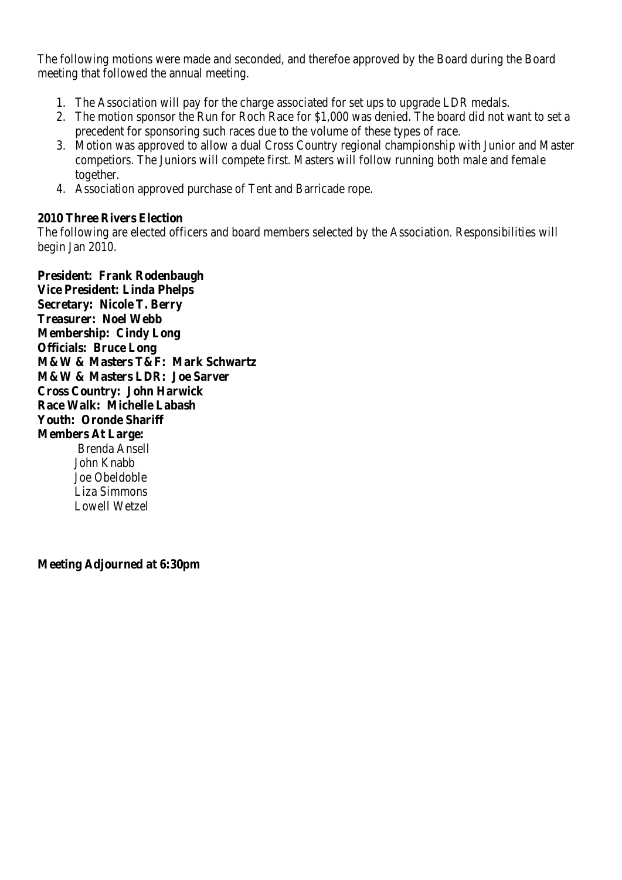The following motions were made and seconded, and therefoe approved by the Board during the Board meeting that followed the annual meeting.

1. The Association will pay for the charge associated for set ups to upgrade LDR medals.
2. The motion sponsor the Run for Roch Race for $1,000 was denied. The board did not want to set a precedent for sponsoring such races due to the volume of these types of race.
3. Motion was approved to allow a dual Cross Country regional championship with Junior and Master competiors. The Juniors will compete first. Masters will follow running both male and female together.
4. Association approved purchase of Tent and Barricade rope.

**2010 Three Rivers Election**

The following are elected officers and board members selected by the Association. Responsibilities will begin Jan 2010.

**President: Frank Rodenbaugh**
**Vice President: Linda Phelps**
**Secretary: Nicole T. Berry**
**Treasurer: Noel Webb**
**Membership: Cindy Long**
**Officials: Bruce Long**
**M&W & Masters T&F: Mark Schwartz**
**M&W & Masters LDR: Joe Sarver**
**Cross Country: John Harwick**
**Race Walk: Michelle Labash**
**Youth: Oronde Shariff**
**Members At Large:**

Brenda Ansell
John Knabb
Joe Obeldoble
Liza Simmons
Lowell Wetzel

**Meeting Adjourned at 6:30pm**